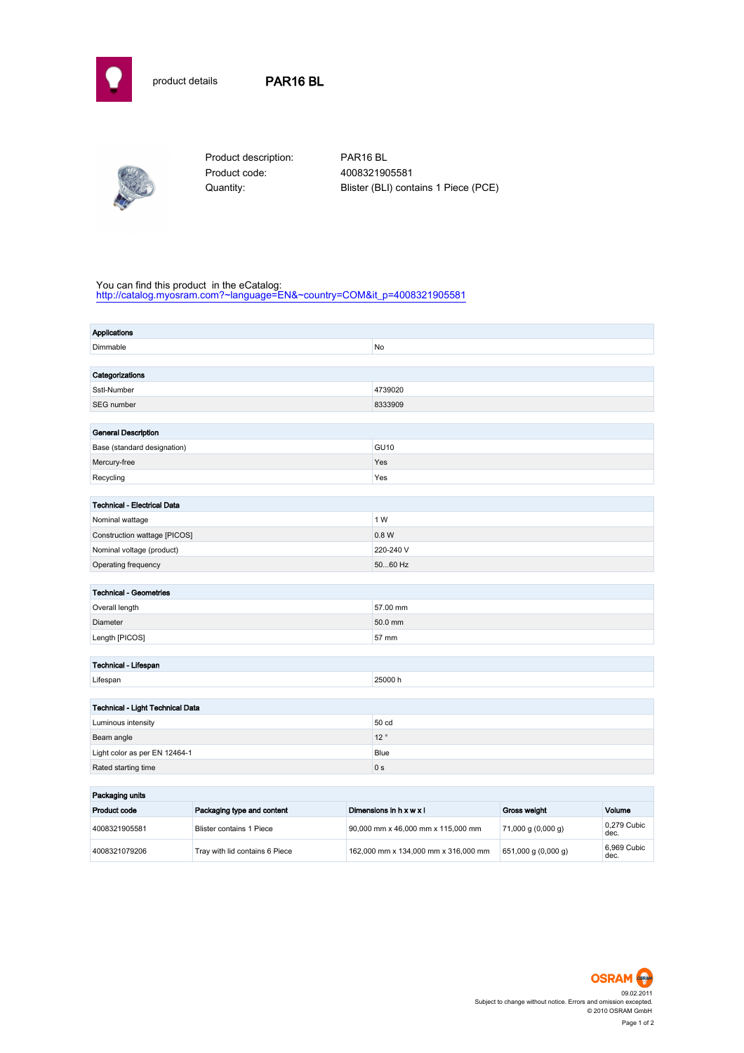product details **PAR16 BL**

| | |
|---|---|
| Product description: | PAR16 BL |
| Product code: | 4008321905581 |
| Quantity: | Blister (BLI) contains 1 Piece (PCE) |

You can find this product in the eCatalog:
http://catalog.myosram.com?~language=EN&~country=COM&it_p=4008321905581

| **Applications** | |
|---|---|
| Dimmable | No |

| **Categorizations** | |
|---|---|
| Sstl-Number | 4739020 |
| SEG number | 8333909 |

| **General Description** | |
|---|---|
| Base (standard designation) | GU10 |
| Mercury-free | Yes |
| Recycling | Yes |

| **Technical - Electrical Data** | |
|---|---|
| Nominal wattage | 1 W |
| Construction wattage [PICOS] | 0.8 W |
| Nominal voltage (product) | 220-240 V |
| Operating frequency | 50...60 Hz |

| **Technical - Geometries** | |
|---|---|
| Overall length | 57.00 mm |
| Diameter | 50.0 mm |
| Length [PICOS] | 57 mm |

| **Technical - Lifespan** | |
|---|---|
| Lifespan | 25000 h |

| **Technical - Light Technical Data** | |
|---|---|
| Luminous intensity | 50 cd |
| Beam angle | 12 ° |
| Light color as per EN 12464-1 | Blue |
| Rated starting time | 0 s |

**Packaging units**

| Product code | Packaging type and content | Dimensions in h x w x l | Gross weight | Volume |
|---|---|---|---|---|
| 4008321905581 | Blister contains 1 Piece | 90,000 mm x 46,000 mm x 115,000 mm | 71,000 g (0,000 g) | 0,279 Cubic dec. |
| 4008321079206 | Tray with lid contains 6 Piece | 162,000 mm x 134,000 mm x 316,000 mm | 651,000 g (0,000 g) | 6,969 Cubic dec. |

OSRAM

09.02.2011
Subject to change without notice. Errors and omission excepted.
© 2010 OSRAM GmbH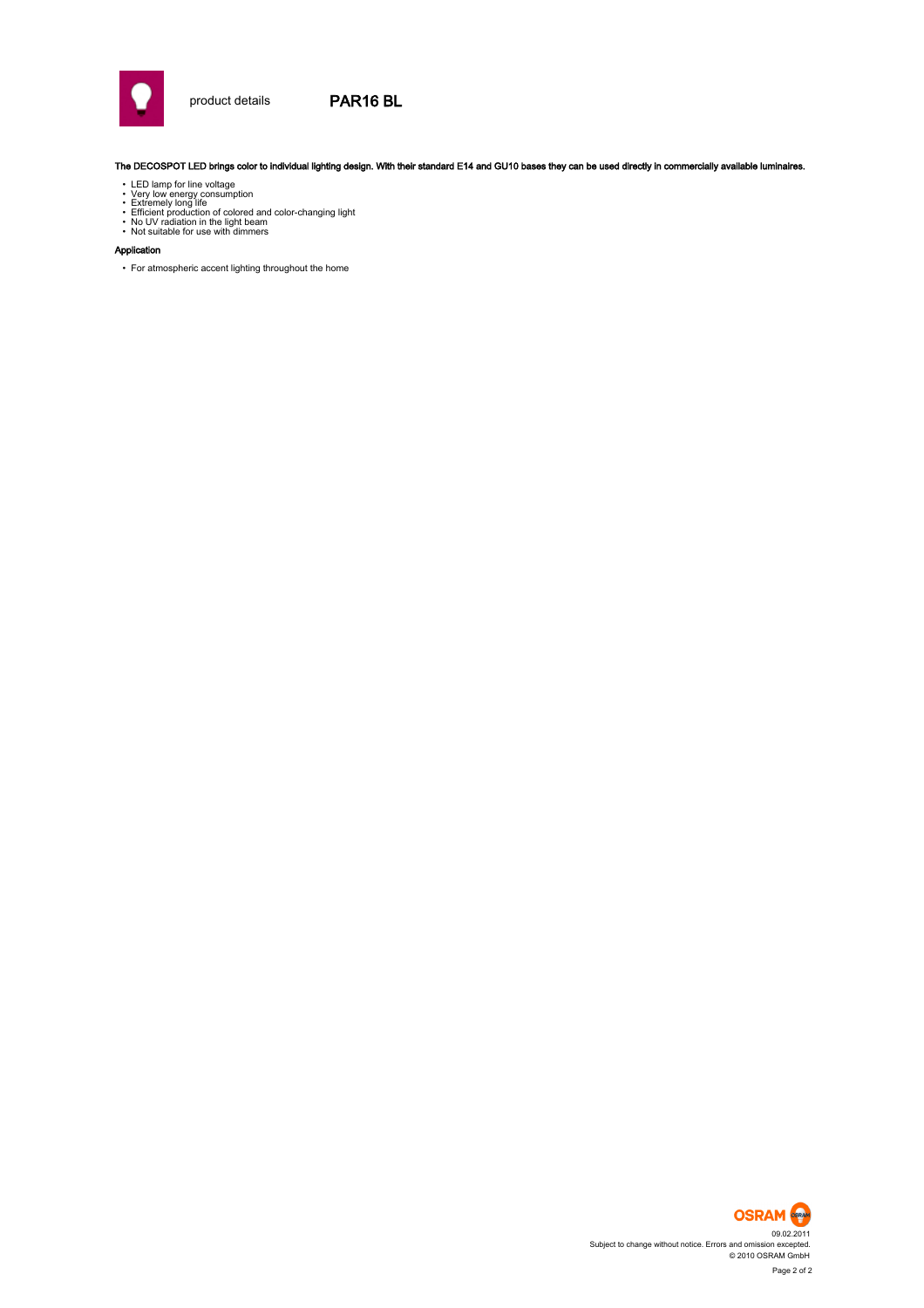product details **PAR16 BL**

**The DECOSPOT LED brings color to individual lighting design. With their standard E14 and GU10 bases they can be used directly in commercially available luminaires.**

- LED lamp for line voltage
- Very low energy consumption
- Extremely long life
- Efficient production of colored and color-changing light
- No UV radiation in the light beam
- Not suitable for use with dimmers

**Application**

- For atmospheric accent lighting throughout the home

09.02.2011
Subject to change without notice. Errors and omission excepted.
© 2010 OSRAM GmbH